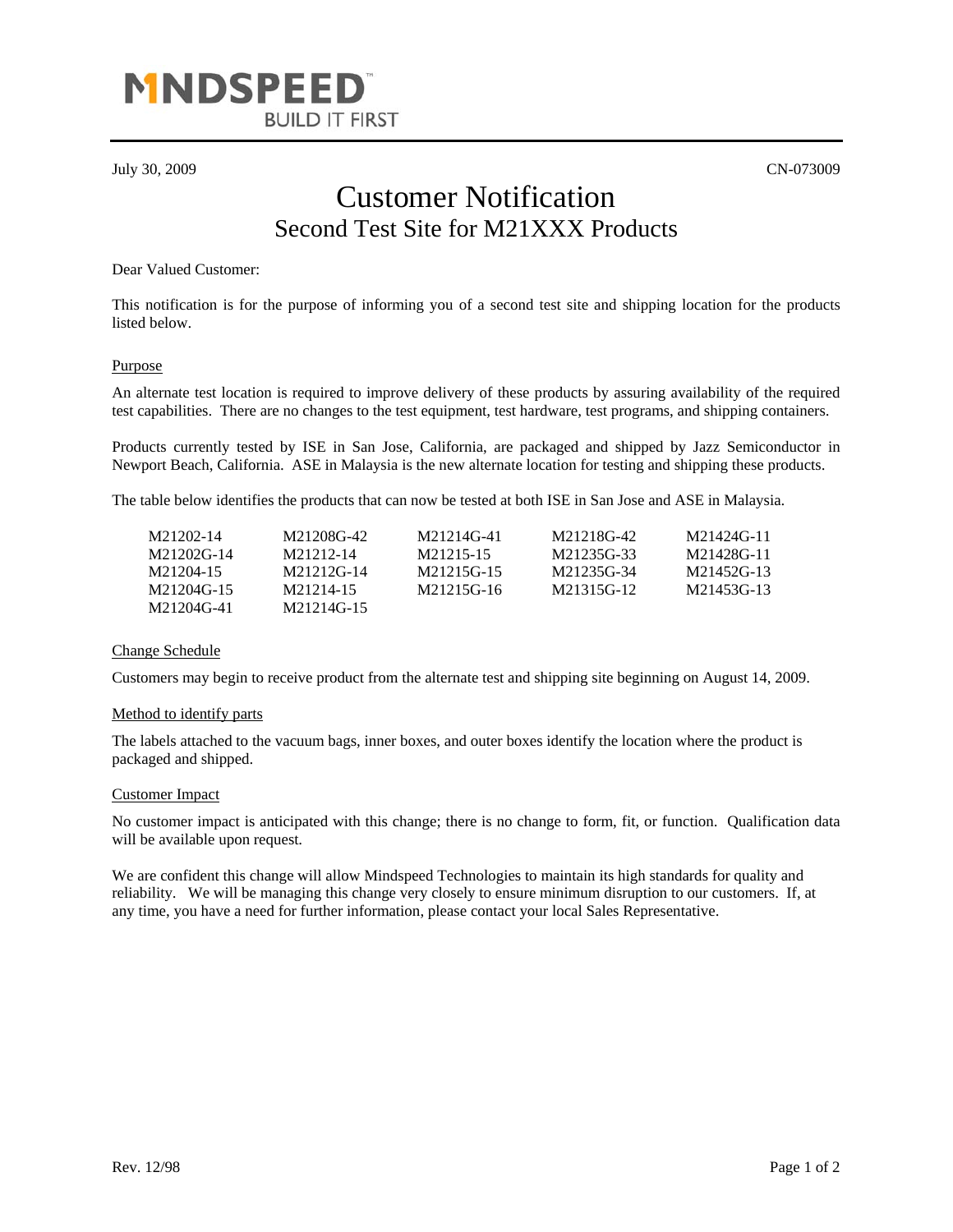MINDSPEED™
BUILD IT FIRST

July 30, 2009 CN-073009

# Customer Notification
## Second Test Site for M21XXX Products

Dear Valued Customer:

This notification is for the purpose of informing you of a second test site and shipping location for the products listed below.

### Purpose

An alternate test location is required to improve delivery of these products by assuring availability of the required test capabilities. There are no changes to the test equipment, test hardware, test programs, and shipping containers.

Products currently tested by ISE in San Jose, California, are packaged and shipped by Jazz Semiconductor in Newport Beach, California. ASE in Malaysia is the new alternate location for testing and shipping these products.

The table below identifies the products that can now be tested at both ISE in San Jose and ASE in Malaysia.

| | | | | |
|---|---|---|---|---|
| M21202-14 | M21208G-42 | M21214G-41 | M21218G-42 | M21424G-11 |
| M21202G-14 | M21212-14 | M21215-15 | M21235G-33 | M21428G-11 |
| M21204-15 | M21212G-14 | M21215G-15 | M21235G-34 | M21452G-13 |
| M21204G-15 | M21214-15 | M21215G-16 | M21315G-12 | M21453G-13 |
| M21204G-41 | M21214G-15 | | | |

### Change Schedule

Customers may begin to receive product from the alternate test and shipping site beginning on August 14, 2009.

### Method to identify parts

The labels attached to the vacuum bags, inner boxes, and outer boxes identify the location where the product is packaged and shipped.

### Customer Impact

No customer impact is anticipated with this change; there is no change to form, fit, or function. Qualification data will be available upon request.

We are confident this change will allow Mindspeed Technologies to maintain its high standards for quality and reliability. We will be managing this change very closely to ensure minimum disruption to our customers. If, at any time, you have a need for further information, please contact your local Sales Representative.

Rev. 12/98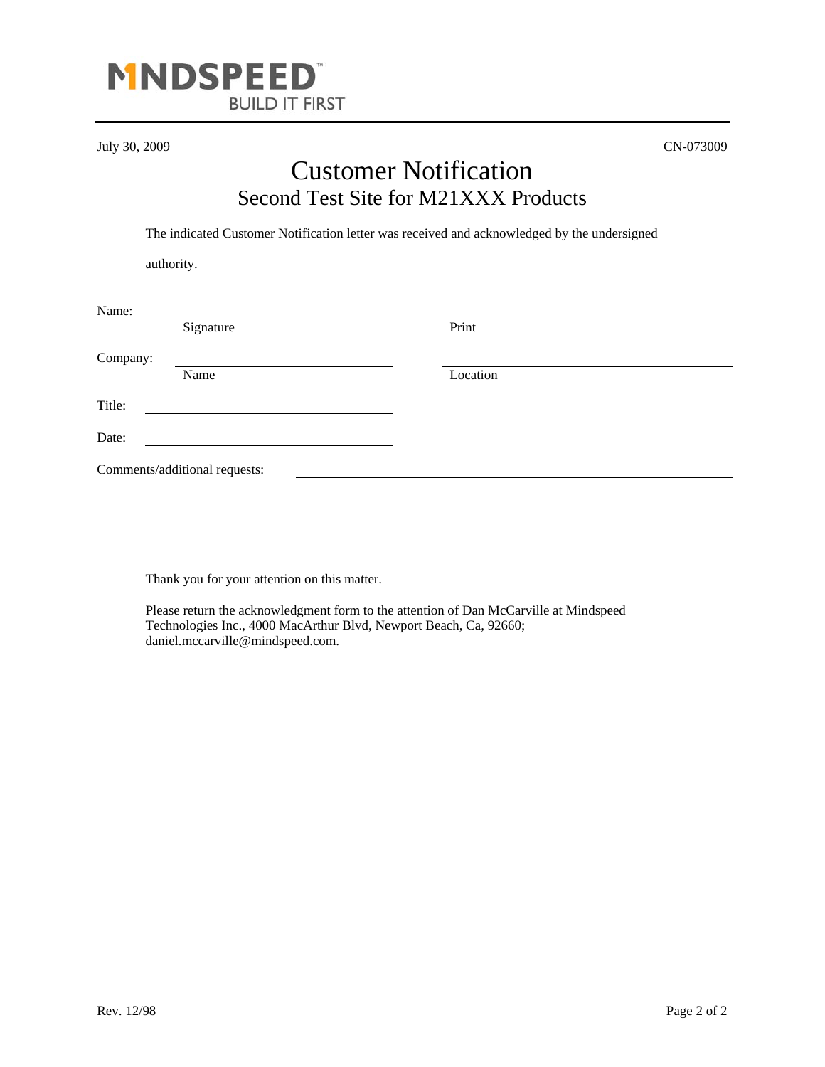MINDSPEED
BUILD IT FIRST

July 30, 2009 CN-073009

# Customer Notification

## Second Test Site for M21XXX Products

The indicated Customer Notification letter was received and acknowledged by the undersigned authority.

Name: ______________________ ______________________
Signature Print

Company: ______________________ ______________________
Name Location

Title: ______________________

Date: ______________________

Comments/additional requests: ______________________

Thank you for your attention on this matter.

Please return the acknowledgment form to the attention of Dan McCarville at Mindspeed Technologies Inc., 4000 MacArthur Blvd, Newport Beach, Ca, 92660; daniel.mccarville@mindspeed.com.

Rev. 12/98